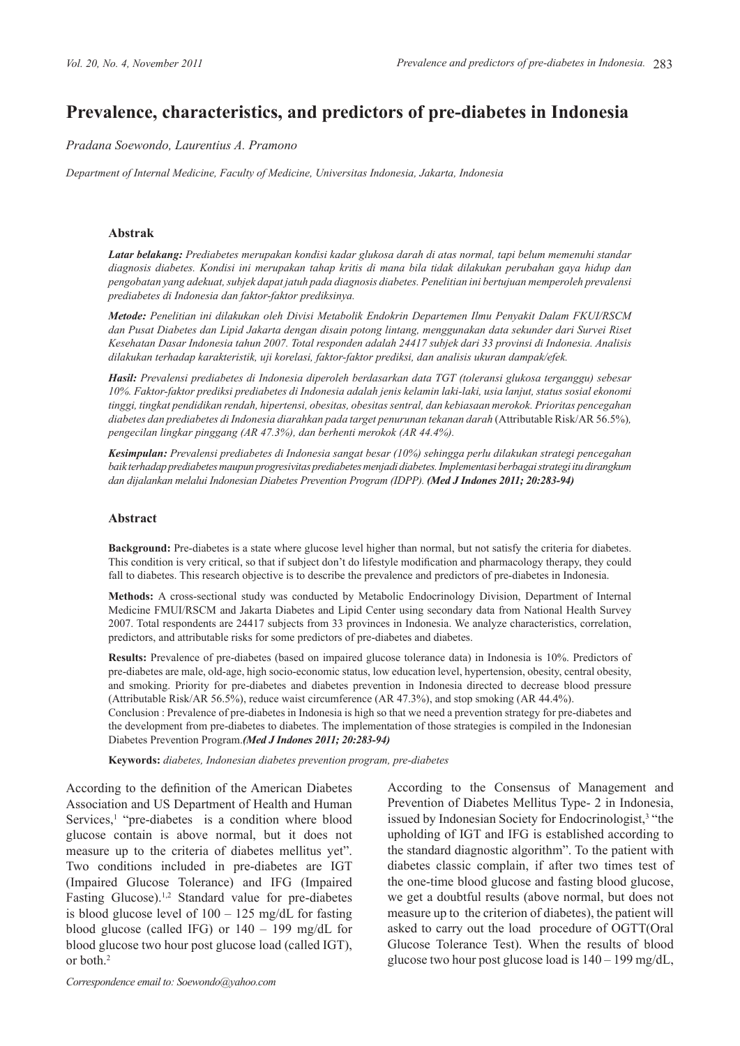# Prevalence, characteristics, and predictors of pre-diabetes in Indonesia

*Pradana Soewondo, Laurentius A. Pramono*

*Department of Internal Medicine, Faculty of Medicine, Universitas Indonesia, Jakarta, Indonesia*

### Abstrak

***Latar belakang:*** *Prediabetes merupakan kondisi kadar glukosa darah di atas normal, tapi belum memenuhi standar diagnosis diabetes. Kondisi ini merupakan tahap kritis di mana bila tidak dilakukan perubahan gaya hidup dan pengobatan yang adekuat, subjek dapat jatuh pada diagnosis diabetes. Penelitian ini bertujuan memperoleh prevalensi prediabetes di Indonesia dan faktor-faktor prediksinya.*

***Metode:*** *Penelitian ini dilakukan oleh Divisi Metabolik Endokrin Departemen Ilmu Penyakit Dalam FKUI/RSCM dan Pusat Diabetes dan Lipid Jakarta dengan disain potong lintang, menggunakan data sekunder dari Survei Riset Kesehatan Dasar Indonesia tahun 2007. Total responden adalah 24417 subjek dari 33 provinsi di Indonesia. Analisis dilakukan terhadap karakteristik, uji korelasi, faktor-faktor prediksi, dan analisis ukuran dampak/efek.*

***Hasil:*** *Prevalensi prediabetes di Indonesia diperoleh berdasarkan data TGT (toleransi glukosa terganggu) sebesar 10%. Faktor-faktor prediksi prediabetes di Indonesia adalah jenis kelamin laki-laki, usia lanjut, status sosial ekonomi tinggi, tingkat pendidikan rendah, hipertensi, obesitas, obesitas sentral, dan kebiasaan merokok. Prioritas pencegahan diabetes dan prediabetes di Indonesia diarahkan pada target penurunan tekanan darah* (Attributable Risk/AR 56.5%)*, pengecilan lingkar pinggang (AR 47.3%), dan berhenti merokok (AR 44.4%).*

***Kesimpulan:*** *Prevalensi prediabetes di Indonesia sangat besar (10%) sehingga perlu dilakukan strategi pencegahan baik terhadap prediabetes maupun progresivitas prediabetes menjadi diabetes. Implementasi berbagai strategi itu dirangkum dan dijalankan melalui Indonesian Diabetes Prevention Program (IDPP).* ***(Med J Indones 2011; 20:283-94)***

### Abstract

**Background:** Pre-diabetes is a state where glucose level higher than normal, but not satisfy the criteria for diabetes. This condition is very critical, so that if subject don't do lifestyle modification and pharmacology therapy, they could fall to diabetes. This research objective is to describe the prevalence and predictors of pre-diabetes in Indonesia.

**Methods:** A cross-sectional study was conducted by Metabolic Endocrinology Division, Department of Internal Medicine FMUI/RSCM and Jakarta Diabetes and Lipid Center using secondary data from National Health Survey 2007. Total respondents are 24417 subjects from 33 provinces in Indonesia. We analyze characteristics, correlation, predictors, and attributable risks for some predictors of pre-diabetes and diabetes.

**Results:** Prevalence of pre-diabetes (based on impaired glucose tolerance data) in Indonesia is 10%. Predictors of pre-diabetes are male, old-age, high socio-economic status, low education level, hypertension, obesity, central obesity, and smoking. Priority for pre-diabetes and diabetes prevention in Indonesia directed to decrease blood pressure (Attributable Risk/AR 56.5%), reduce waist circumference (AR 47.3%), and stop smoking (AR 44.4%).

Conclusion : Prevalence of pre-diabetes in Indonesia is high so that we need a prevention strategy for pre-diabetes and the development from pre-diabetes to diabetes. The implementation of those strategies is compiled in the Indonesian Diabetes Prevention Program.***(Med J Indones 2011; 20:283-94)***

**Keywords:** *diabetes, Indonesian diabetes prevention program, pre-diabetes*

According to the definition of the American Diabetes Association and US Department of Health and Human Services,[1] "pre-diabetes is a condition where blood glucose contain is above normal, but it does not measure up to the criteria of diabetes mellitus yet". Two conditions included in pre-diabetes are IGT (Impaired Glucose Tolerance) and IFG (Impaired Fasting Glucose).[1,2] Standard value for pre-diabetes is blood glucose level of 100 – 125 mg/dL for fasting blood glucose (called IFG) or 140 – 199 mg/dL for blood glucose two hour post glucose load (called IGT), or both.[2]

According to the Consensus of Management and Prevention of Diabetes Mellitus Type- 2 in Indonesia, issued by Indonesian Society for Endocrinologist,[3] "the upholding of IGT and IFG is established according to the standard diagnostic algorithm". To the patient with diabetes classic complain, if after two times test of the one-time blood glucose and fasting blood glucose, we get a doubtful results (above normal, but does not measure up to the criterion of diabetes), the patient will asked to carry out the load procedure of OGTT(Oral Glucose Tolerance Test). When the results of blood glucose two hour post glucose load is 140 – 199 mg/dL,

Correspondence email to: Soewondo@yahoo.com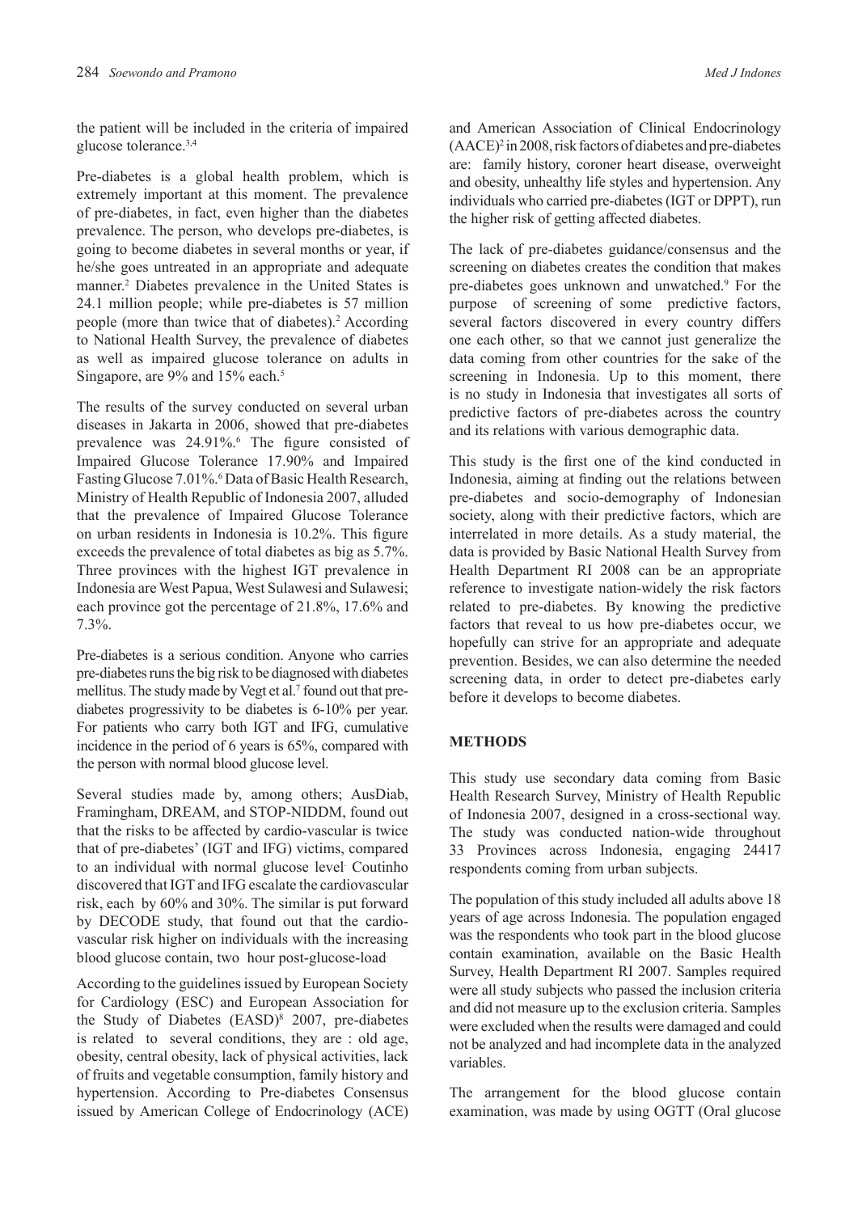the patient will be included in the criteria of impaired glucose tolerance.[3,4]

Pre-diabetes is a global health problem, which is extremely important at this moment. The prevalence of pre-diabetes, in fact, even higher than the diabetes prevalence. The person, who develops pre-diabetes, is going to become diabetes in several months or year, if he/she goes untreated in an appropriate and adequate manner.[2] Diabetes prevalence in the United States is 24.1 million people; while pre-diabetes is 57 million people (more than twice that of diabetes).[2] According to National Health Survey, the prevalence of diabetes as well as impaired glucose tolerance on adults in Singapore, are 9% and 15% each.[5]

The results of the survey conducted on several urban diseases in Jakarta in 2006, showed that pre-diabetes prevalence was 24.91%.[6] The figure consisted of Impaired Glucose Tolerance 17.90% and Impaired Fasting Glucose 7.01%.[6] Data of Basic Health Research, Ministry of Health Republic of Indonesia 2007, alluded that the prevalence of Impaired Glucose Tolerance on urban residents in Indonesia is 10.2%. This figure exceeds the prevalence of total diabetes as big as 5.7%. Three provinces with the highest IGT prevalence in Indonesia are West Papua, West Sulawesi and Sulawesi; each province got the percentage of 21.8%, 17.6% and 7.3%.

Pre-diabetes is a serious condition. Anyone who carries pre-diabetes runs the big risk to be diagnosed with diabetes mellitus. The study made by Vegt et al.[7] found out that pre-diabetes progressivity to be diabetes is 6-10% per year. For patients who carry both IGT and IFG, cumulative incidence in the period of 6 years is 65%, compared with the person with normal blood glucose level.

Several studies made by, among others; AusDiab, Framingham, DREAM, and STOP-NIDDM, found out that the risks to be affected by cardio-vascular is twice that of pre-diabetes' (IGT and IFG) victims, compared to an individual with normal glucose level. Coutinho discovered that IGT and IFG escalate the cardiovascular risk, each by 60% and 30%. The similar is put forward by DECODE study, that found out that the cardio-vascular risk higher on individuals with the increasing blood glucose contain, two hour post-glucose-load.

According to the guidelines issued by European Society for Cardiology (ESC) and European Association for the Study of Diabetes (EASD)[8] 2007, pre-diabetes is related to several conditions, they are : old age, obesity, central obesity, lack of physical activities, lack of fruits and vegetable consumption, family history and hypertension. According to Pre-diabetes Consensus issued by American College of Endocrinology (ACE) and American Association of Clinical Endocrinology (AACE)[2] in 2008, risk factors of diabetes and pre-diabetes are: family history, coroner heart disease, overweight and obesity, unhealthy life styles and hypertension. Any individuals who carried pre-diabetes (IGT or DPPT), run the higher risk of getting affected diabetes.

The lack of pre-diabetes guidance/consensus and the screening on diabetes creates the condition that makes pre-diabetes goes unknown and unwatched.[9] For the purpose of screening of some predictive factors, several factors discovered in every country differs one each other, so that we cannot just generalize the data coming from other countries for the sake of the screening in Indonesia. Up to this moment, there is no study in Indonesia that investigates all sorts of predictive factors of pre-diabetes across the country and its relations with various demographic data.

This study is the first one of the kind conducted in Indonesia, aiming at finding out the relations between pre-diabetes and socio-demography of Indonesian society, along with their predictive factors, which are interrelated in more details. As a study material, the data is provided by Basic National Health Survey from Health Department RI 2008 can be an appropriate reference to investigate nation-widely the risk factors related to pre-diabetes. By knowing the predictive factors that reveal to us how pre-diabetes occur, we hopefully can strive for an appropriate and adequate prevention. Besides, we can also determine the needed screening data, in order to detect pre-diabetes early before it develops to become diabetes.

## METHODS

This study use secondary data coming from Basic Health Research Survey, Ministry of Health Republic of Indonesia 2007, designed in a cross-sectional way. The study was conducted nation-wide throughout 33 Provinces across Indonesia, engaging 24417 respondents coming from urban subjects.

The population of this study included all adults above 18 years of age across Indonesia. The population engaged was the respondents who took part in the blood glucose contain examination, available on the Basic Health Survey, Health Department RI 2007. Samples required were all study subjects who passed the inclusion criteria and did not measure up to the exclusion criteria. Samples were excluded when the results were damaged and could not be analyzed and had incomplete data in the analyzed variables.

The arrangement for the blood glucose contain examination, was made by using OGTT (Oral glucose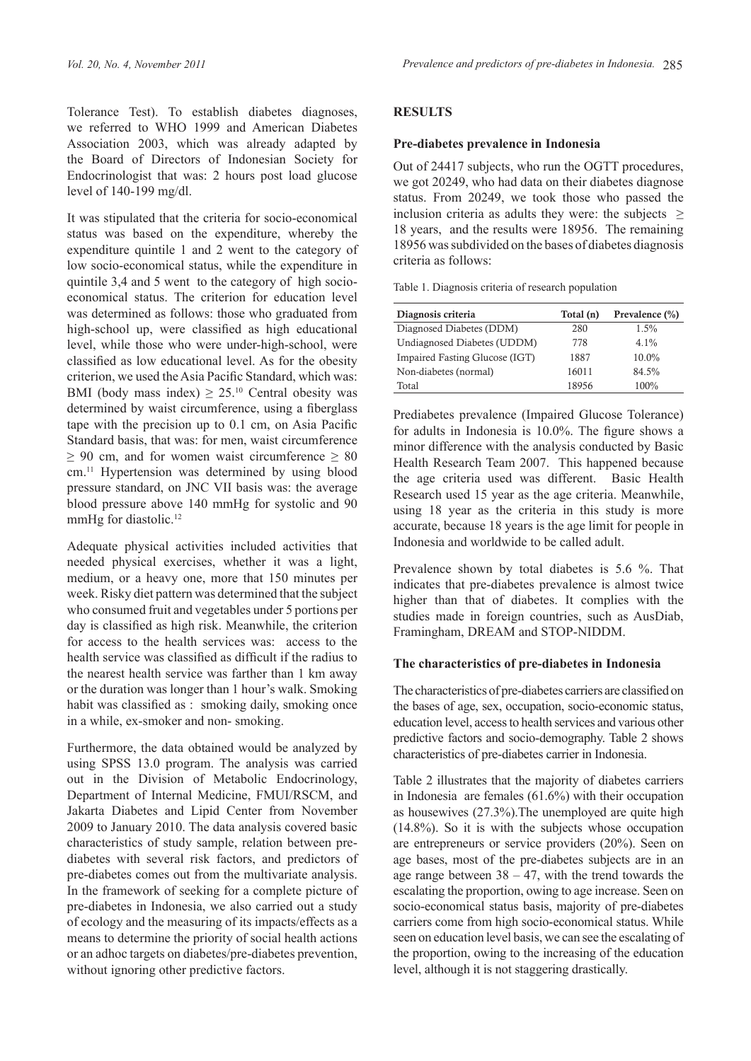Tolerance Test). To establish diabetes diagnoses, we referred to WHO 1999 and American Diabetes Association 2003, which was already adapted by the Board of Directors of Indonesian Society for Endocrinologist that was: 2 hours post load glucose level of 140-199 mg/dl.

It was stipulated that the criteria for socio-economical status was based on the expenditure, whereby the expenditure quintile 1 and 2 went to the category of low socio-economical status, while the expenditure in quintile 3,4 and 5 went to the category of high socio-economical status. The criterion for education level was determined as follows: those who graduated from high-school up, were classified as high educational level, while those who were under-high-school, were classified as low educational level. As for the obesity criterion, we used the Asia Pacific Standard, which was: BMI (body mass index) $\geq$ 25.[10] Central obesity was determined by waist circumference, using a fiberglass tape with the precision up to 0.1 cm, on Asia Pacific Standard basis, that was: for men, waist circumference $\geq$ 90 cm, and for women waist circumference $\geq$ 80 cm.[11] Hypertension was determined by using blood pressure standard, on JNC VII basis was: the average blood pressure above 140 mmHg for systolic and 90 mmHg for diastolic.[12]

Adequate physical activities included activities that needed physical exercises, whether it was a light, medium, or a heavy one, more that 150 minutes per week. Risky diet pattern was determined that the subject who consumed fruit and vegetables under 5 portions per day is classified as high risk. Meanwhile, the criterion for access to the health services was: access to the health service was classified as difficult if the radius to the nearest health service was farther than 1 km away or the duration was longer than 1 hour's walk. Smoking habit was classified as : smoking daily, smoking once in a while, ex-smoker and non- smoking.

Furthermore, the data obtained would be analyzed by using SPSS 13.0 program. The analysis was carried out in the Division of Metabolic Endocrinology, Department of Internal Medicine, FMUI/RSCM, and Jakarta Diabetes and Lipid Center from November 2009 to January 2010. The data analysis covered basic characteristics of study sample, relation between pre-diabetes with several risk factors, and predictors of pre-diabetes comes out from the multivariate analysis. In the framework of seeking for a complete picture of pre-diabetes in Indonesia, we also carried out a study of ecology and the measuring of its impacts/effects as a means to determine the priority of social health actions or an adhoc targets on diabetes/pre-diabetes prevention, without ignoring other predictive factors.

## RESULTS

### Pre-diabetes prevalence in Indonesia

Out of 24417 subjects, who run the OGTT procedures, we got 20249, who had data on their diabetes diagnose status. From 20249, we took those who passed the inclusion criteria as adults they were: the subjects $\geq$ 18 years, and the results were 18956. The remaining 18956 was subdivided on the bases of diabetes diagnosis criteria as follows:

Table 1. Diagnosis criteria of research population

| Diagnosis criteria | Total (n) | Prevalence (%) |
|---|---|---|
| Diagnosed Diabetes (DDM) | 280 | 1.5% |
| Undiagnosed Diabetes (UDDM) | 778 | 4.1% |
| Impaired Fasting Glucose (IGT) | 1887 | 10.0% |
| Non-diabetes (normal) | 16011 | 84.5% |
| Total | 18956 | 100% |

Prediabetes prevalence (Impaired Glucose Tolerance) for adults in Indonesia is 10.0%. The figure shows a minor difference with the analysis conducted by Basic Health Research Team 2007. This happened because the age criteria used was different. Basic Health Research used 15 year as the age criteria. Meanwhile, using 18 year as the criteria in this study is more accurate, because 18 years is the age limit for people in Indonesia and worldwide to be called adult.

Prevalence shown by total diabetes is 5.6 %. That indicates that pre-diabetes prevalence is almost twice higher than that of diabetes. It complies with the studies made in foreign countries, such as AusDiab, Framingham, DREAM and STOP-NIDDM.

### The characteristics of pre-diabetes in Indonesia

The characteristics of pre-diabetes carriers are classified on the bases of age, sex, occupation, socio-economic status, education level, access to health services and various other predictive factors and socio-demography. Table 2 shows characteristics of pre-diabetes carrier in Indonesia.

Table 2 illustrates that the majority of diabetes carriers in Indonesia are females (61.6%) with their occupation as housewives (27.3%).The unemployed are quite high (14.8%). So it is with the subjects whose occupation are entrepreneurs or service providers (20%). Seen on age bases, most of the pre-diabetes subjects are in an age range between 38 – 47, with the trend towards the escalating the proportion, owing to age increase. Seen on socio-economical status basis, majority of pre-diabetes carriers come from high socio-economical status. While seen on education level basis, we can see the escalating of the proportion, owing to the increasing of the education level, although it is not staggering drastically.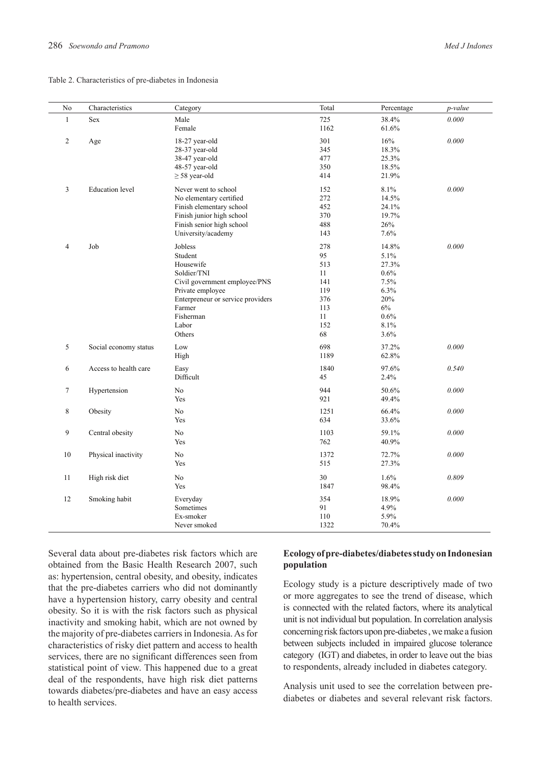Table 2. Characteristics of pre-diabetes in Indonesia

| No | Characteristics | Category | Total | Percentage | *p-value* |
|---|---|---|---|---|---|
| 1 | Sex | Male | 725 | 38.4% | *0.000* |
| | | Female | 1162 | 61.6% | |
| 2 | Age | 18-27 year-old | 301 | 16% | *0.000* |
| | | 28-37 year-old | 345 | 18.3% | |
| | | 38-47 year-old | 477 | 25.3% | |
| | | 48-57 year-old | 350 | 18.5% | |
| | | ≥ 58 year-old | 414 | 21.9% | |
| 3 | Education level | Never went to school | 152 | 8.1% | *0.000* |
| | | No elementary certified | 272 | 14.5% | |
| | | Finish elementary school | 452 | 24.1% | |
| | | Finish junior high school | 370 | 19.7% | |
| | | Finish senior high school | 488 | 26% | |
| | | University/academy | 143 | 7.6% | |
| 4 | Job | Jobless | 278 | 14.8% | *0.000* |
| | | Student | 95 | 5.1% | |
| | | Housewife | 513 | 27.3% | |
| | | Soldier/TNI | 11 | 0.6% | |
| | | Civil government employee/PNS | 141 | 7.5% | |
| | | Private employee | 119 | 6.3% | |
| | | Enterpreneur or service providers | 376 | 20% | |
| | | Farmer | 113 | 6% | |
| | | Fisherman | 11 | 0.6% | |
| | | Labor | 152 | 8.1% | |
| | | Others | 68 | 3.6% | |
| 5 | Social economy status | Low | 698 | 37.2% | *0.000* |
| | | High | 1189 | 62.8% | |
| 6 | Access to health care | Easy | 1840 | 97.6% | *0.540* |
| | | Difficult | 45 | 2.4% | |
| 7 | Hypertension | No | 944 | 50.6% | *0.000* |
| | | Yes | 921 | 49.4% | |
| 8 | Obesity | No | 1251 | 66.4% | *0.000* |
| | | Yes | 634 | 33.6% | |
| 9 | Central obesity | No | 1103 | 59.1% | *0.000* |
| | | Yes | 762 | 40.9% | |
| 10 | Physical inactivity | No | 1372 | 72.7% | *0.000* |
| | | Yes | 515 | 27.3% | |
| 11 | High risk diet | No | 30 | 1.6% | *0.809* |
| | | Yes | 1847 | 98.4% | |
| 12 | Smoking habit | Everyday | 354 | 18.9% | *0.000* |
| | | Sometimes | 91 | 4.9% | |
| | | Ex-smoker | 110 | 5.9% | |
| | | Never smoked | 1322 | 70.4% | |

Several data about pre-diabetes risk factors which are obtained from the Basic Health Research 2007, such as: hypertension, central obesity, and obesity, indicates that the pre-diabetes carriers who did not dominantly have a hypertension history, carry obesity and central obesity. So it is with the risk factors such as physical inactivity and smoking habit, which are not owned by the majority of pre-diabetes carriers in Indonesia. As for characteristics of risky diet pattern and access to health services, there are no significant differences seen from statistical point of view. This happened due to a great deal of the respondents, have high risk diet patterns towards diabetes/pre-diabetes and have an easy access to health services.

**Ecology of pre-diabetes/diabetes study on Indonesian population**

Ecology study is a picture descriptively made of two or more aggregates to see the trend of disease, which is connected with the related factors, where its analytical unit is not individual but population. In correlation analysis concerning risk factors upon pre-diabetes, we make a fusion between subjects included in impaired glucose tolerance category (IGT) and diabetes, in order to leave out the bias to respondents, already included in diabetes category.

Analysis unit used to see the correlation between pre-diabetes or diabetes and several relevant risk factors.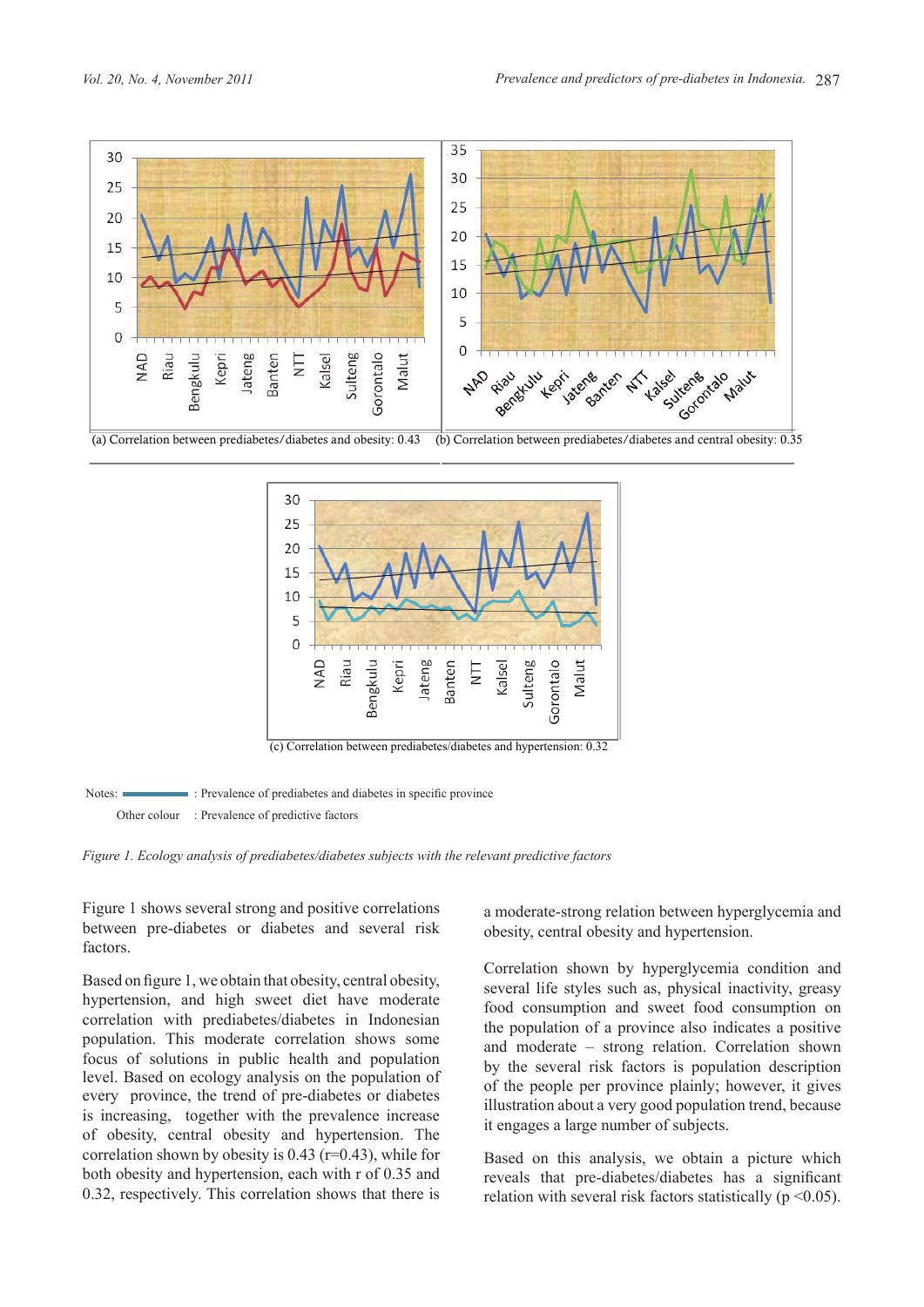(a) Correlation between prediabetes/diabetes and obesity: 0.43

(b) Correlation between prediabetes/diabetes and central obesity: 0.35

(c) Correlation between prediabetes/diabetes and hypertension: 0.32

Notes: ▬▬ : Prevalence of prediabetes and diabetes in specific province

Other colour : Prevalence of predictive factors

*Figure 1. Ecology analysis of prediabetes/diabetes subjects with the relevant predictive factors*

Figure 1 shows several strong and positive correlations between pre-diabetes or diabetes and several risk factors.

Based on figure 1, we obtain that obesity, central obesity, hypertension, and high sweet diet have moderate correlation with prediabetes/diabetes in Indonesian population. This moderate correlation shows some focus of solutions in public health and population level. Based on ecology analysis on the population of every province, the trend of pre-diabetes or diabetes is increasing, together with the prevalence increase of obesity, central obesity and hypertension. The correlation shown by obesity is 0.43 ($r=0.43$), while for both obesity and hypertension, each with r of 0.35 and 0.32, respectively. This correlation shows that there is a moderate-strong relation between hyperglycemia and obesity, central obesity and hypertension.

Correlation shown by hyperglycemia condition and several life styles such as, physical inactivity, greasy food consumption and sweet food consumption on the population of a province also indicates a positive and moderate – strong relation. Correlation shown by the several risk factors is population description of the people per province plainly; however, it gives illustration about a very good population trend, because it engages a large number of subjects.

Based on this analysis, we obtain a picture which reveals that pre-diabetes/diabetes has a significant relation with several risk factors statistically ($p < 0.05$).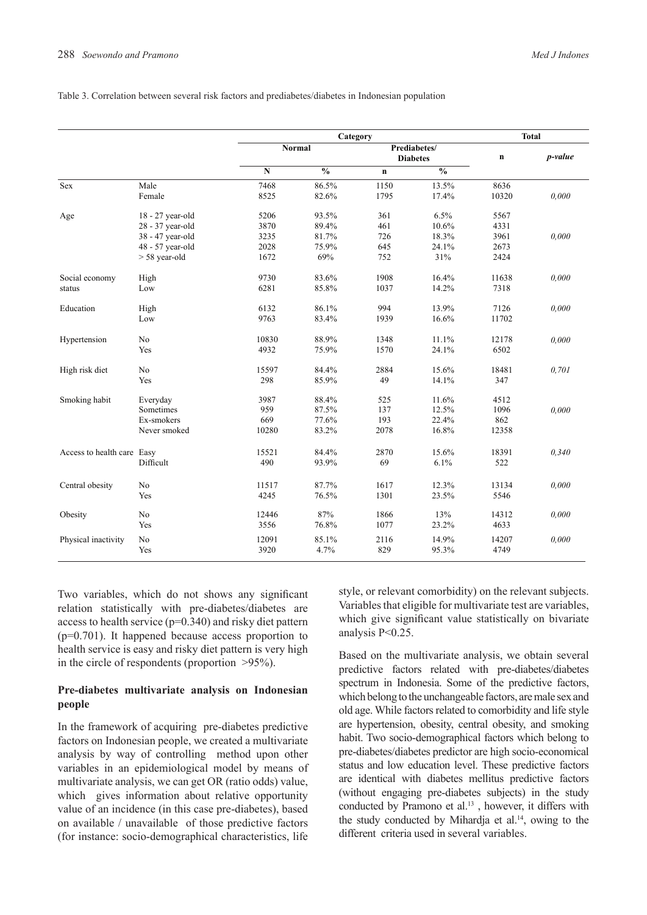Table 3. Correlation between several risk factors and prediabetes/diabetes in Indonesian population

| | | Category | | | | Total | |
|---|---|---|---|---|---|---|---|
| | | Normal | | Prediabetes/ Diabetes | | n | *p-value* |
| | | N | % | n | % | | |
| Sex | Male | 7468 | 86.5% | 1150 | 13.5% | 8636 | |
| | Female | 8525 | 82.6% | 1795 | 17.4% | 10320 | *0,000* |
| Age | 18 - 27 year-old | 5206 | 93.5% | 361 | 6.5% | 5567 | |
| | 28 - 37 year-old | 3870 | 89.4% | 461 | 10.6% | 4331 | |
| | 38 - 47 year-old | 3235 | 81.7% | 726 | 18.3% | 3961 | *0,000* |
| | 48 - 57 year-old | 2028 | 75.9% | 645 | 24.1% | 2673 | |
| | > 58 year-old | 1672 | 69% | 752 | 31% | 2424 | |
| Social economy status | High | 9730 | 83.6% | 1908 | 16.4% | 11638 | *0,000* |
| | Low | 6281 | 85.8% | 1037 | 14.2% | 7318 | |
| Education | High | 6132 | 86.1% | 994 | 13.9% | 7126 | *0,000* |
| | Low | 9763 | 83.4% | 1939 | 16.6% | 11702 | |
| Hypertension | No | 10830 | 88.9% | 1348 | 11.1% | 12178 | *0,000* |
| | Yes | 4932 | 75.9% | 1570 | 24.1% | 6502 | |
| High risk diet | No | 15597 | 84.4% | 2884 | 15.6% | 18481 | *0,701* |
| | Yes | 298 | 85.9% | 49 | 14.1% | 347 | |
| Smoking habit | Everyday | 3987 | 88.4% | 525 | 11.6% | 4512 | |
| | Sometimes | 959 | 87.5% | 137 | 12.5% | 1096 | *0,000* |
| | Ex-smokers | 669 | 77.6% | 193 | 22.4% | 862 | |
| | Never smoked | 10280 | 83.2% | 2078 | 16.8% | 12358 | |
| Access to health care | Easy | 15521 | 84.4% | 2870 | 15.6% | 18391 | *0,340* |
| | Difficult | 490 | 93.9% | 69 | 6.1% | 522 | |
| Central obesity | No | 11517 | 87.7% | 1617 | 12.3% | 13134 | *0,000* |
| | Yes | 4245 | 76.5% | 1301 | 23.5% | 5546 | |
| Obesity | No | 12446 | 87% | 1866 | 13% | 14312 | *0,000* |
| | Yes | 3556 | 76.8% | 1077 | 23.2% | 4633 | |
| Physical inactivity | No | 12091 | 85.1% | 2116 | 14.9% | 14207 | *0,000* |
| | Yes | 3920 | 4.7% | 829 | 95.3% | 4749 | |

Two variables, which do not shows any significant relation statistically with pre-diabetes/diabetes are access to health service (p=0.340) and risky diet pattern (p=0.701). It happened because access proportion to health service is easy and risky diet pattern is very high in the circle of respondents (proportion >95%).

### Pre-diabetes multivariate analysis on Indonesian people

In the framework of acquiring pre-diabetes predictive factors on Indonesian people, we created a multivariate analysis by way of controlling method upon other variables in an epidemiological model by means of multivariate analysis, we can get OR (ratio odds) value, which gives information about relative opportunity value of an incidence (in this case pre-diabetes), based on available / unavailable of those predictive factors (for instance: socio-demographical characteristics, life style, or relevant comorbidity) on the relevant subjects. Variables that eligible for multivariate test are variables, which give significant value statistically on bivariate analysis P<0.25.

Based on the multivariate analysis, we obtain several predictive factors related with pre-diabetes/diabetes spectrum in Indonesia. Some of the predictive factors, which belong to the unchangeable factors, are male sex and old age. While factors related to comorbidity and life style are hypertension, obesity, central obesity, and smoking habit. Two socio-demographical factors which belong to pre-diabetes/diabetes predictor are high socio-economical status and low education level. These predictive factors are identical with diabetes mellitus predictive factors (without engaging pre-diabetes subjects) in the study conducted by Pramono et al.[13], however, it differs with the study conducted by Mihardja et al.[14], owing to the different criteria used in several variables.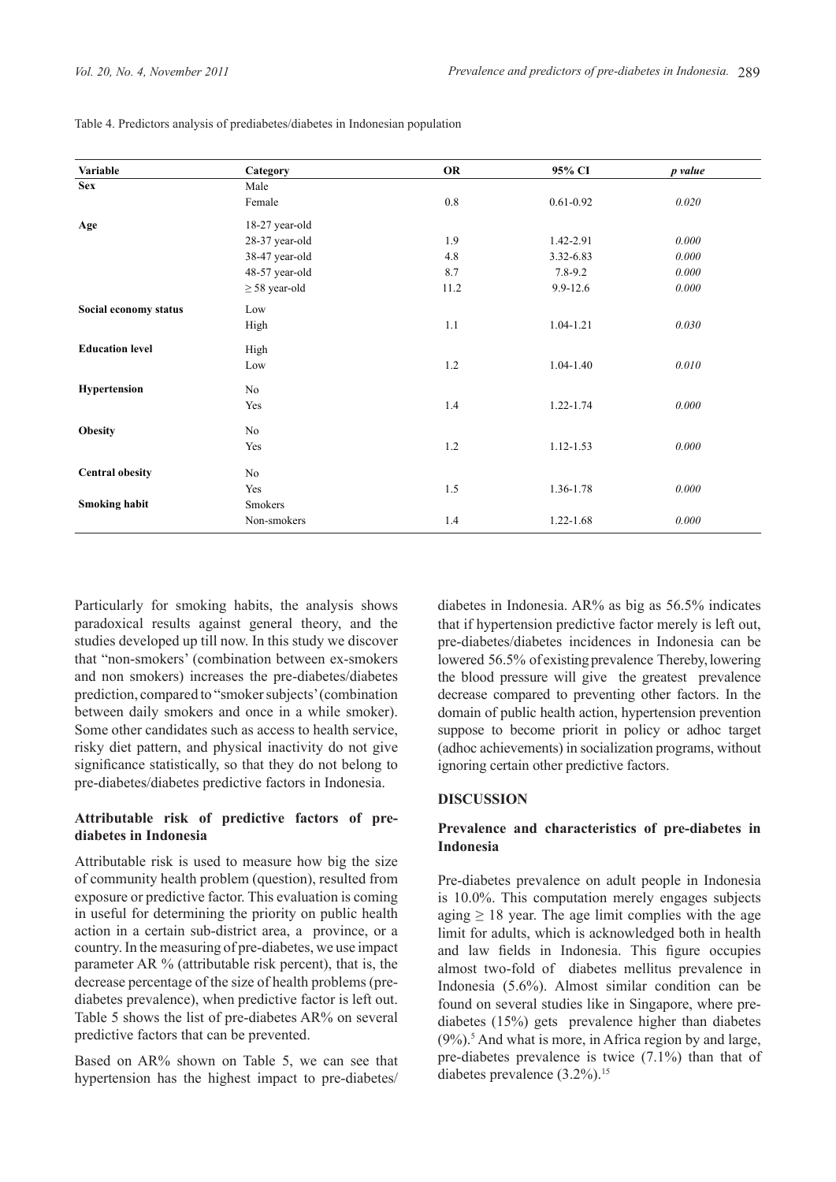Table 4. Predictors analysis of prediabetes/diabetes in Indonesian population

| Variable | Category | OR | 95% CI | *p value* |
|---|---|---|---|---|
| **Sex** | Male | | | |
| | Female | 0.8 | 0.61-0.92 | *0.020* |
| **Age** | 18-27 year-old | | | |
| | 28-37 year-old | 1.9 | 1.42-2.91 | *0.000* |
| | 38-47 year-old | 4.8 | 3.32-6.83 | *0.000* |
| | 48-57 year-old | 8.7 | 7.8-9.2 | *0.000* |
| | ≥ 58 year-old | 11.2 | 9.9-12.6 | *0.000* |
| **Social economy status** | Low | | | |
| | High | 1.1 | 1.04-1.21 | *0.030* |
| **Education level** | High | | | |
| | Low | 1.2 | 1.04-1.40 | *0.010* |
| **Hypertension** | No | | | |
| | Yes | 1.4 | 1.22-1.74 | *0.000* |
| **Obesity** | No | | | |
| | Yes | 1.2 | 1.12-1.53 | *0.000* |
| **Central obesity** | No | | | |
| | Yes | 1.5 | 1.36-1.78 | *0.000* |
| **Smoking habit** | Smokers | | | |
| | Non-smokers | 1.4 | 1.22-1.68 | *0.000* |

Particularly for smoking habits, the analysis shows paradoxical results against general theory, and the studies developed up till now. In this study we discover that "non-smokers' (combination between ex-smokers and non smokers) increases the pre-diabetes/diabetes prediction, compared to "smoker subjects' (combination between daily smokers and once in a while smoker). Some other candidates such as access to health service, risky diet pattern, and physical inactivity do not give significance statistically, so that they do not belong to pre-diabetes/diabetes predictive factors in Indonesia.

### Attributable risk of predictive factors of pre-diabetes in Indonesia

Attributable risk is used to measure how big the size of community health problem (question), resulted from exposure or predictive factor. This evaluation is coming in useful for determining the priority on public health action in a certain sub-district area, a province, or a country. In the measuring of pre-diabetes, we use impact parameter AR % (attributable risk percent), that is, the decrease percentage of the size of health problems (pre-diabetes prevalence), when predictive factor is left out. Table 5 shows the list of pre-diabetes AR% on several predictive factors that can be prevented.

Based on AR% shown on Table 5, we can see that hypertension has the highest impact to pre-diabetes/diabetes in Indonesia. AR% as big as 56.5% indicates that if hypertension predictive factor merely is left out, pre-diabetes/diabetes incidences in Indonesia can be lowered 56.5% of existing prevalence Thereby, lowering the blood pressure will give the greatest prevalence decrease compared to preventing other factors. In the domain of public health action, hypertension prevention suppose to become priorit in policy or adhoc target (adhoc achievements) in socialization programs, without ignoring certain other predictive factors.

## DISCUSSION

### Prevalence and characteristics of pre-diabetes in Indonesia

Pre-diabetes prevalence on adult people in Indonesia is 10.0%. This computation merely engages subjects aging ≥ 18 year. The age limit complies with the age limit for adults, which is acknowledged both in health and law fields in Indonesia. This figure occupies almost two-fold of diabetes mellitus prevalence in Indonesia (5.6%). Almost similar condition can be found on several studies like in Singapore, where pre-diabetes (15%) gets prevalence higher than diabetes (9%).[5] And what is more, in Africa region by and large, pre-diabetes prevalence is twice (7.1%) than that of diabetes prevalence (3.2%).[15]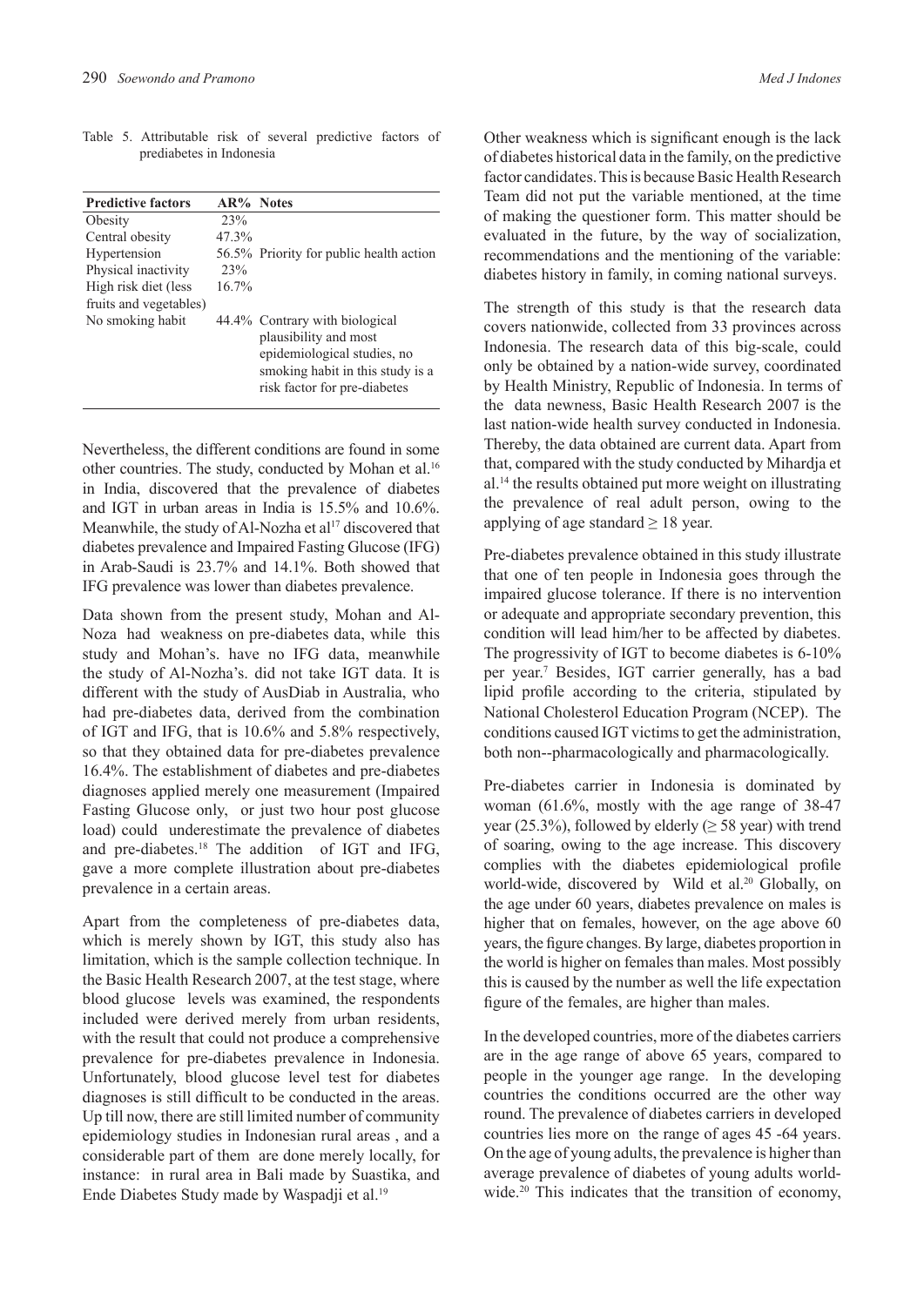Table 5. Attributable risk of several predictive factors of prediabetes in Indonesia

| Predictive factors | AR% | Notes |
|---|---|---|
| Obesity | 23% | |
| Central obesity | 47.3% | |
| Hypertension | 56.5% | Priority for public health action |
| Physical inactivity | 23% | |
| High risk diet (less fruits and vegetables) | 16.7% | |
| No smoking habit | 44.4% | Contrary with biological plausibility and most epidemiological studies, no smoking habit in this study is a risk factor for pre-diabetes |

Nevertheless, the different conditions are found in some other countries. The study, conducted by Mohan et al.[16] in India, discovered that the prevalence of diabetes and IGT in urban areas in India is 15.5% and 10.6%. Meanwhile, the study of Al-Nozha et al[17] discovered that diabetes prevalence and Impaired Fasting Glucose (IFG) in Arab-Saudi is 23.7% and 14.1%. Both showed that IFG prevalence was lower than diabetes prevalence.

Data shown from the present study, Mohan and Al-Noza had weakness on pre-diabetes data, while this study and Mohan's. have no IFG data, meanwhile the study of Al-Nozha's. did not take IGT data. It is different with the study of AusDiab in Australia, who had pre-diabetes data, derived from the combination of IGT and IFG, that is 10.6% and 5.8% respectively, so that they obtained data for pre-diabetes prevalence 16.4%. The establishment of diabetes and pre-diabetes diagnoses applied merely one measurement (Impaired Fasting Glucose only, or just two hour post glucose load) could underestimate the prevalence of diabetes and pre-diabetes.[18] The addition of IGT and IFG, gave a more complete illustration about pre-diabetes prevalence in a certain areas.

Apart from the completeness of pre-diabetes data, which is merely shown by IGT, this study also has limitation, which is the sample collection technique. In the Basic Health Research 2007, at the test stage, where blood glucose levels was examined, the respondents included were derived merely from urban residents, with the result that could not produce a comprehensive prevalence for pre-diabetes prevalence in Indonesia. Unfortunately, blood glucose level test for diabetes diagnoses is still difficult to be conducted in the areas. Up till now, there are still limited number of community epidemiology studies in Indonesian rural areas , and a considerable part of them are done merely locally, for instance: in rural area in Bali made by Suastika, and Ende Diabetes Study made by Waspadji et al.[19]

Other weakness which is significant enough is the lack of diabetes historical data in the family, on the predictive factor candidates. This is because Basic Health Research Team did not put the variable mentioned, at the time of making the questioner form. This matter should be evaluated in the future, by the way of socialization, recommendations and the mentioning of the variable: diabetes history in family, in coming national surveys.

The strength of this study is that the research data covers nationwide, collected from 33 provinces across Indonesia. The research data of this big-scale, could only be obtained by a nation-wide survey, coordinated by Health Ministry, Republic of Indonesia. In terms of the data newness, Basic Health Research 2007 is the last nation-wide health survey conducted in Indonesia. Thereby, the data obtained are current data. Apart from that, compared with the study conducted by Mihardja et al.[14] the results obtained put more weight on illustrating the prevalence of real adult person, owing to the applying of age standard ≥ 18 year.

Pre-diabetes prevalence obtained in this study illustrate that one of ten people in Indonesia goes through the impaired glucose tolerance. If there is no intervention or adequate and appropriate secondary prevention, this condition will lead him/her to be affected by diabetes. The progressivity of IGT to become diabetes is 6-10% per year.[7] Besides, IGT carrier generally, has a bad lipid profile according to the criteria, stipulated by National Cholesterol Education Program (NCEP). The conditions caused IGT victims to get the administration, both non--pharmacologically and pharmacologically.

Pre-diabetes carrier in Indonesia is dominated by woman (61.6%, mostly with the age range of 38-47 year (25.3%), followed by elderly (≥ 58 year) with trend of soaring, owing to the age increase. This discovery complies with the diabetes epidemiological profile world-wide, discovered by Wild et al.[20] Globally, on the age under 60 years, diabetes prevalence on males is higher that on females, however, on the age above 60 years, the figure changes. By large, diabetes proportion in the world is higher on females than males. Most possibly this is caused by the number as well the life expectation figure of the females, are higher than males.

In the developed countries, more of the diabetes carriers are in the age range of above 65 years, compared to people in the younger age range. In the developing countries the conditions occurred are the other way round. The prevalence of diabetes carriers in developed countries lies more on the range of ages 45 -64 years. On the age of young adults, the prevalence is higher than average prevalence of diabetes of young adults world-wide.[20] This indicates that the transition of economy,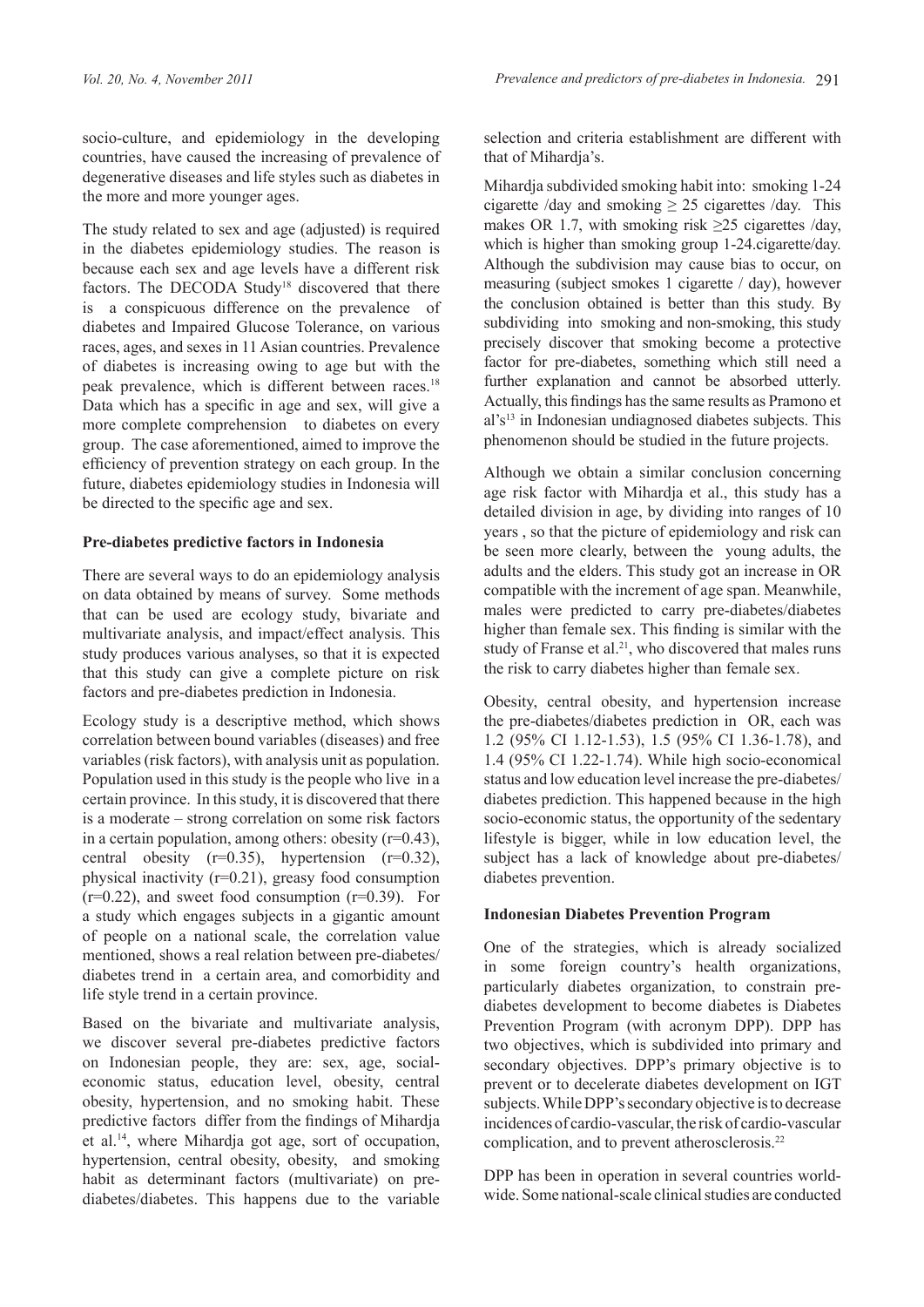socio-culture, and epidemiology in the developing countries, have caused the increasing of prevalence of degenerative diseases and life styles such as diabetes in the more and more younger ages.

The study related to sex and age (adjusted) is required in the diabetes epidemiology studies. The reason is because each sex and age levels have a different risk factors. The DECODA Study[18] discovered that there is a conspicuous difference on the prevalence of diabetes and Impaired Glucose Tolerance, on various races, ages, and sexes in 11 Asian countries. Prevalence of diabetes is increasing owing to age but with the peak prevalence, which is different between races.[18] Data which has a specific in age and sex, will give a more complete comprehension to diabetes on every group. The case aforementioned, aimed to improve the efficiency of prevention strategy on each group. In the future, diabetes epidemiology studies in Indonesia will be directed to the specific age and sex.

**Pre-diabetes predictive factors in Indonesia**

There are several ways to do an epidemiology analysis on data obtained by means of survey. Some methods that can be used are ecology study, bivariate and multivariate analysis, and impact/effect analysis. This study produces various analyses, so that it is expected that this study can give a complete picture on risk factors and pre-diabetes prediction in Indonesia.

Ecology study is a descriptive method, which shows correlation between bound variables (diseases) and free variables (risk factors), with analysis unit as population. Population used in this study is the people who live in a certain province. In this study, it is discovered that there is a moderate – strong correlation on some risk factors in a certain population, among others: obesity (r=0.43), central obesity (r=0.35), hypertension (r=0.32), physical inactivity (r=0.21), greasy food consumption (r=0.22), and sweet food consumption (r=0.39). For a study which engages subjects in a gigantic amount of people on a national scale, the correlation value mentioned, shows a real relation between pre-diabetes/diabetes trend in a certain area, and comorbidity and life style trend in a certain province.

Based on the bivariate and multivariate analysis, we discover several pre-diabetes predictive factors on Indonesian people, they are: sex, age, social-economic status, education level, obesity, central obesity, hypertension, and no smoking habit. These predictive factors differ from the findings of Mihardja et al.[14], where Mihardja got age, sort of occupation, hypertension, central obesity, obesity, and smoking habit as determinant factors (multivariate) on pre-diabetes/diabetes. This happens due to the variable selection and criteria establishment are different with that of Mihardja's.

Mihardja subdivided smoking habit into: smoking 1-24 cigarette /day and smoking ≥ 25 cigarettes /day. This makes OR 1.7, with smoking risk ≥25 cigarettes /day, which is higher than smoking group 1-24.cigarette/day. Although the subdivision may cause bias to occur, on measuring (subject smokes 1 cigarette / day), however the conclusion obtained is better than this study. By subdividing into smoking and non-smoking, this study precisely discover that smoking become a protective factor for pre-diabetes, something which still need a further explanation and cannot be absorbed utterly. Actually, this findings has the same results as Pramono et al's[13] in Indonesian undiagnosed diabetes subjects. This phenomenon should be studied in the future projects.

Although we obtain a similar conclusion concerning age risk factor with Mihardja et al., this study has a detailed division in age, by dividing into ranges of 10 years , so that the picture of epidemiology and risk can be seen more clearly, between the young adults, the adults and the elders. This study got an increase in OR compatible with the increment of age span. Meanwhile, males were predicted to carry pre-diabetes/diabetes higher than female sex. This finding is similar with the study of Franse et al.[21], who discovered that males runs the risk to carry diabetes higher than female sex.

Obesity, central obesity, and hypertension increase the pre-diabetes/diabetes prediction in OR, each was 1.2 (95% CI 1.12-1.53), 1.5 (95% CI 1.36-1.78), and 1.4 (95% CI 1.22-1.74). While high socio-economical status and low education level increase the pre-diabetes/diabetes prediction. This happened because in the high socio-economic status, the opportunity of the sedentary lifestyle is bigger, while in low education level, the subject has a lack of knowledge about pre-diabetes/diabetes prevention.

**Indonesian Diabetes Prevention Program**

One of the strategies, which is already socialized in some foreign country's health organizations, particularly diabetes organization, to constrain pre-diabetes development to become diabetes is Diabetes Prevention Program (with acronym DPP). DPP has two objectives, which is subdivided into primary and secondary objectives. DPP's primary objective is to prevent or to decelerate diabetes development on IGT subjects. While DPP's secondary objective is to decrease incidences of cardio-vascular, the risk of cardio-vascular complication, and to prevent atherosclerosis.[22]

DPP has been in operation in several countries world-wide. Some national-scale clinical studies are conducted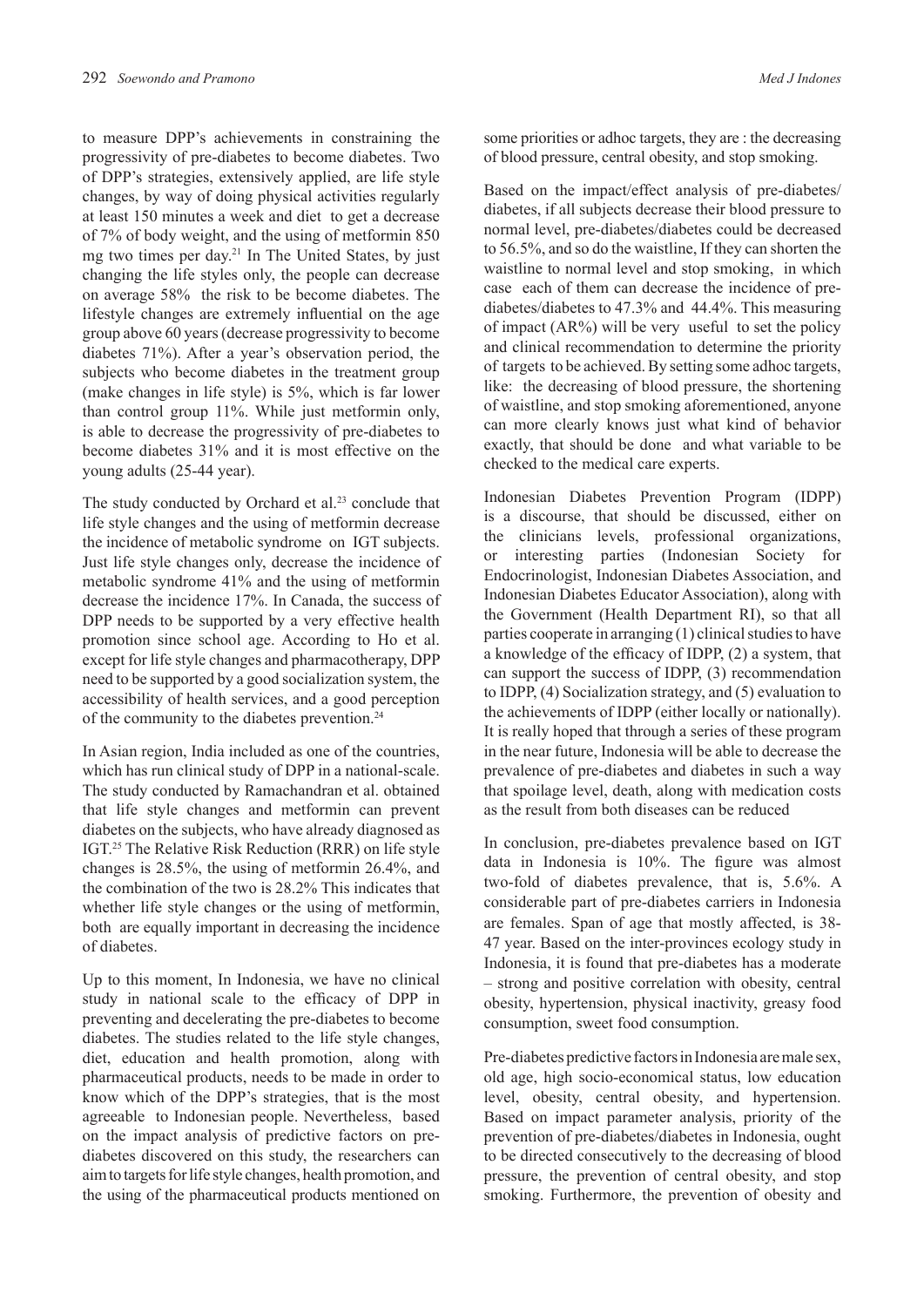to measure DPP's achievements in constraining the progressivity of pre-diabetes to become diabetes. Two of DPP's strategies, extensively applied, are life style changes, by way of doing physical activities regularly at least 150 minutes a week and diet to get a decrease of 7% of body weight, and the using of metformin 850 mg two times per day.[21] In The United States, by just changing the life styles only, the people can decrease on average 58% the risk to be become diabetes. The lifestyle changes are extremely influential on the age group above 60 years (decrease progressivity to become diabetes 71%). After a year's observation period, the subjects who become diabetes in the treatment group (make changes in life style) is 5%, which is far lower than control group 11%. While just metformin only, is able to decrease the progressivity of pre-diabetes to become diabetes 31% and it is most effective on the young adults (25-44 year).

The study conducted by Orchard et al.[23] conclude that life style changes and the using of metformin decrease the incidence of metabolic syndrome on IGT subjects. Just life style changes only, decrease the incidence of metabolic syndrome 41% and the using of metformin decrease the incidence 17%. In Canada, the success of DPP needs to be supported by a very effective health promotion since school age. According to Ho et al. except for life style changes and pharmacotherapy, DPP need to be supported by a good socialization system, the accessibility of health services, and a good perception of the community to the diabetes prevention.[24]

In Asian region, India included as one of the countries, which has run clinical study of DPP in a national-scale. The study conducted by Ramachandran et al. obtained that life style changes and metformin can prevent diabetes on the subjects, who have already diagnosed as IGT.[25] The Relative Risk Reduction (RRR) on life style changes is 28.5%, the using of metformin 26.4%, and the combination of the two is 28.2% This indicates that whether life style changes or the using of metformin, both are equally important in decreasing the incidence of diabetes.

Up to this moment, In Indonesia, we have no clinical study in national scale to the efficacy of DPP in preventing and decelerating the pre-diabetes to become diabetes. The studies related to the life style changes, diet, education and health promotion, along with pharmaceutical products, needs to be made in order to know which of the DPP's strategies, that is the most agreeable to Indonesian people. Nevertheless, based on the impact analysis of predictive factors on pre-diabetes discovered on this study, the researchers can aim to targets for life style changes, health promotion, and the using of the pharmaceutical products mentioned on some priorities or adhoc targets, they are : the decreasing of blood pressure, central obesity, and stop smoking.

Based on the impact/effect analysis of pre-diabetes/diabetes, if all subjects decrease their blood pressure to normal level, pre-diabetes/diabetes could be decreased to 56.5%, and so do the waistline, If they can shorten the waistline to normal level and stop smoking, in which case each of them can decrease the incidence of pre-diabetes/diabetes to 47.3% and 44.4%. This measuring of impact (AR%) will be very useful to set the policy and clinical recommendation to determine the priority of targets to be achieved. By setting some adhoc targets, like: the decreasing of blood pressure, the shortening of waistline, and stop smoking aforementioned, anyone can more clearly knows just what kind of behavior exactly, that should be done and what variable to be checked to the medical care experts.

Indonesian Diabetes Prevention Program (IDPP) is a discourse, that should be discussed, either on the clinicians levels, professional organizations, or interesting parties (Indonesian Society for Endocrinologist, Indonesian Diabetes Association, and Indonesian Diabetes Educator Association), along with the Government (Health Department RI), so that all parties cooperate in arranging (1) clinical studies to have a knowledge of the efficacy of IDPP, (2) a system, that can support the success of IDPP, (3) recommendation to IDPP, (4) Socialization strategy, and (5) evaluation to the achievements of IDPP (either locally or nationally). It is really hoped that through a series of these program in the near future, Indonesia will be able to decrease the prevalence of pre-diabetes and diabetes in such a way that spoilage level, death, along with medication costs as the result from both diseases can be reduced

In conclusion, pre-diabetes prevalence based on IGT data in Indonesia is 10%. The figure was almost two-fold of diabetes prevalence, that is, 5.6%. A considerable part of pre-diabetes carriers in Indonesia are females. Span of age that mostly affected, is 38-47 year. Based on the inter-provinces ecology study in Indonesia, it is found that pre-diabetes has a moderate – strong and positive correlation with obesity, central obesity, hypertension, physical inactivity, greasy food consumption, sweet food consumption.

Pre-diabetes predictive factors in Indonesia are male sex, old age, high socio-economical status, low education level, obesity, central obesity, and hypertension. Based on impact parameter analysis, priority of the prevention of pre-diabetes/diabetes in Indonesia, ought to be directed consecutively to the decreasing of blood pressure, the prevention of central obesity, and stop smoking. Furthermore, the prevention of obesity and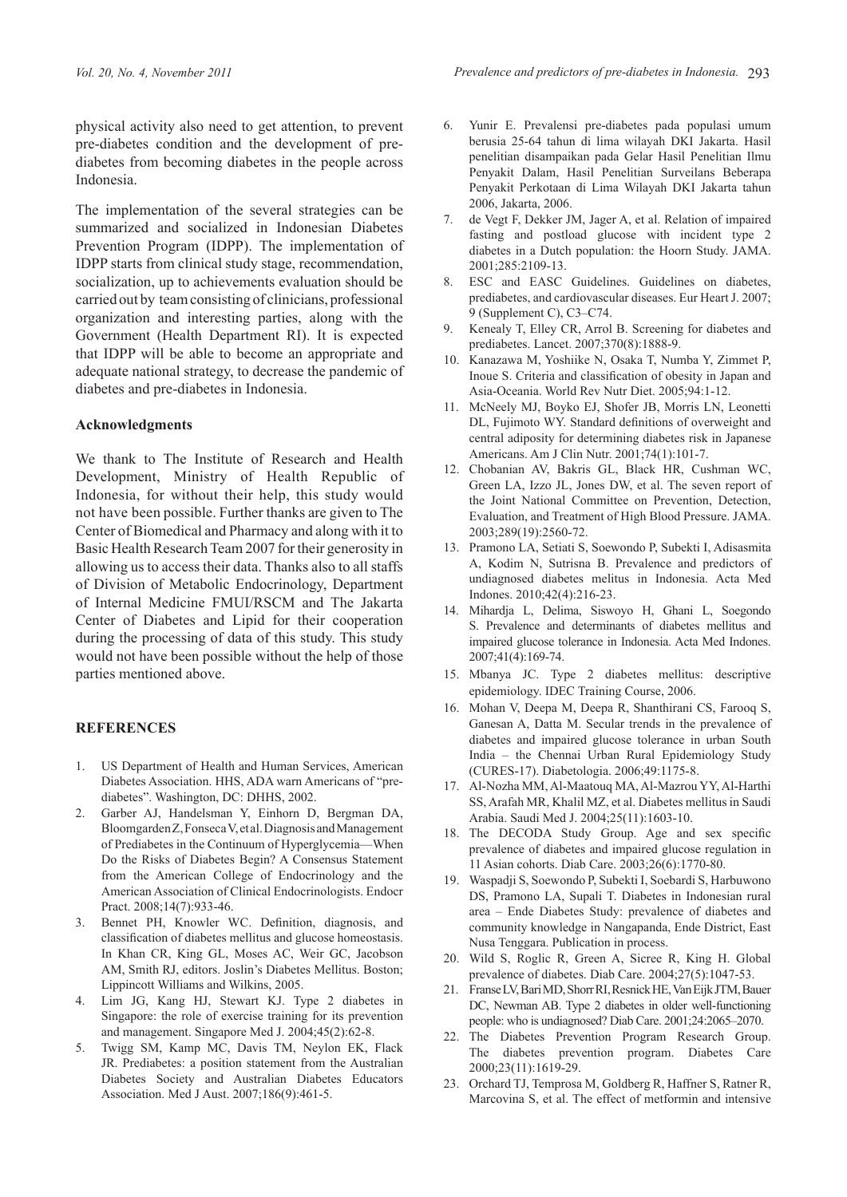physical activity also need to get attention, to prevent pre-diabetes condition and the development of pre-diabetes from becoming diabetes in the people across Indonesia.

The implementation of the several strategies can be summarized and socialized in Indonesian Diabetes Prevention Program (IDPP). The implementation of IDPP starts from clinical study stage, recommendation, socialization, up to achievements evaluation should be carried out by team consisting of clinicians, professional organization and interesting parties, along with the Government (Health Department RI). It is expected that IDPP will be able to become an appropriate and adequate national strategy, to decrease the pandemic of diabetes and pre-diabetes in Indonesia.

### Acknowledgments

We thank to The Institute of Research and Health Development, Ministry of Health Republic of Indonesia, for without their help, this study would not have been possible. Further thanks are given to The Center of Biomedical and Pharmacy and along with it to Basic Health Research Team 2007 for their generosity in allowing us to access their data. Thanks also to all staffs of Division of Metabolic Endocrinology, Department of Internal Medicine FMUI/RSCM and The Jakarta Center of Diabetes and Lipid for their cooperation during the processing of data of this study. This study would not have been possible without the help of those parties mentioned above.

### REFERENCES

1. US Department of Health and Human Services, American Diabetes Association. HHS, ADA warn Americans of "pre-diabetes". Washington, DC: DHHS, 2002.
2. Garber AJ, Handelsman Y, Einhorn D, Bergman DA, Bloomgarden Z, Fonseca V, et al. Diagnosis and Management of Prediabetes in the Continuum of Hyperglycemia—When Do the Risks of Diabetes Begin? A Consensus Statement from the American College of Endocrinology and the American Association of Clinical Endocrinologists. Endocr Pract. 2008;14(7):933-46.
3. Bennet PH, Knowler WC. Definition, diagnosis, and classification of diabetes mellitus and glucose homeostasis. In Khan CR, King GL, Moses AC, Weir GC, Jacobson AM, Smith RJ, editors. Joslin's Diabetes Mellitus. Boston; Lippincott Williams and Wilkins, 2005.
4. Lim JG, Kang HJ, Stewart KJ. Type 2 diabetes in Singapore: the role of exercise training for its prevention and management. Singapore Med J. 2004;45(2):62-8.
5. Twigg SM, Kamp MC, Davis TM, Neylon EK, Flack JR. Prediabetes: a position statement from the Australian Diabetes Society and Australian Diabetes Educators Association. Med J Aust. 2007;186(9):461-5.
6. Yunir E. Prevalensi pre-diabetes pada populasi umum berusia 25-64 tahun di lima wilayah DKI Jakarta. Hasil penelitian disampaikan pada Gelar Hasil Penelitian Ilmu Penyakit Dalam, Hasil Penelitian Surveilans Beberapa Penyakit Perkotaan di Lima Wilayah DKI Jakarta tahun 2006, Jakarta, 2006.
7. de Vegt F, Dekker JM, Jager A, et al. Relation of impaired fasting and postload glucose with incident type 2 diabetes in a Dutch population: the Hoorn Study. JAMA. 2001;285:2109-13.
8. ESC and EASC Guidelines. Guidelines on diabetes, prediabetes, and cardiovascular diseases. Eur Heart J. 2007; 9 (Supplement C), C3–C74.
9. Kenealy T, Elley CR, Arrol B. Screening for diabetes and prediabetes. Lancet. 2007;370(8):1888-9.
10. Kanazawa M, Yoshiike N, Osaka T, Numba Y, Zimmet P, Inoue S. Criteria and classification of obesity in Japan and Asia-Oceania. World Rev Nutr Diet. 2005;94:1-12.
11. McNeely MJ, Boyko EJ, Shofer JB, Morris LN, Leonetti DL, Fujimoto WY. Standard definitions of overweight and central adiposity for determining diabetes risk in Japanese Americans. Am J Clin Nutr. 2001;74(1):101-7.
12. Chobanian AV, Bakris GL, Black HR, Cushman WC, Green LA, Izzo JL, Jones DW, et al. The seven report of the Joint National Committee on Prevention, Detection, Evaluation, and Treatment of High Blood Pressure. JAMA. 2003;289(19):2560-72.
13. Pramono LA, Setiati S, Soewondo P, Subekti I, Adisasmita A, Kodim N, Sutrisna B. Prevalence and predictors of undiagnosed diabetes melitus in Indonesia. Acta Med Indones. 2010;42(4):216-23.
14. Mihardja L, Delima, Siswoyo H, Ghani L, Soegondo S. Prevalence and determinants of diabetes mellitus and impaired glucose tolerance in Indonesia. Acta Med Indones. 2007;41(4):169-74.
15. Mbanya JC. Type 2 diabetes mellitus: descriptive epidemiology. IDEC Training Course, 2006.
16. Mohan V, Deepa M, Deepa R, Shanthirani CS, Farooq S, Ganesan A, Datta M. Secular trends in the prevalence of diabetes and impaired glucose tolerance in urban South India – the Chennai Urban Rural Epidemiology Study (CURES-17). Diabetologia. 2006;49:1175-8.
17. Al-Nozha MM, Al-Maatouq MA, Al-Mazrou YY, Al-Harthi SS, Arafah MR, Khalil MZ, et al. Diabetes mellitus in Saudi Arabia. Saudi Med J. 2004;25(11):1603-10.
18. The DECODA Study Group. Age and sex specific prevalence of diabetes and impaired glucose regulation in 11 Asian cohorts. Diab Care. 2003;26(6):1770-80.
19. Waspadji S, Soewondo P, Subekti I, Soebardi S, Harbuwono DS, Pramono LA, Supali T. Diabetes in Indonesian rural area – Ende Diabetes Study: prevalence of diabetes and community knowledge in Nangapanda, Ende District, East Nusa Tenggara. Publication in process.
20. Wild S, Roglic R, Green A, Sicree R, King H. Global prevalence of diabetes. Diab Care. 2004;27(5):1047-53.
21. Franse LV, Bari MD, Shorr RI, Resnick HE, Van Eijk JTM, Bauer DC, Newman AB. Type 2 diabetes in older well-functioning people: who is undiagnosed? Diab Care. 2001;24:2065–2070.
22. The Diabetes Prevention Program Research Group. The diabetes prevention program. Diabetes Care 2000;23(11):1619-29.
23. Orchard TJ, Temprosa M, Goldberg R, Haffner S, Ratner R, Marcovina S, et al. The effect of metformin and intensive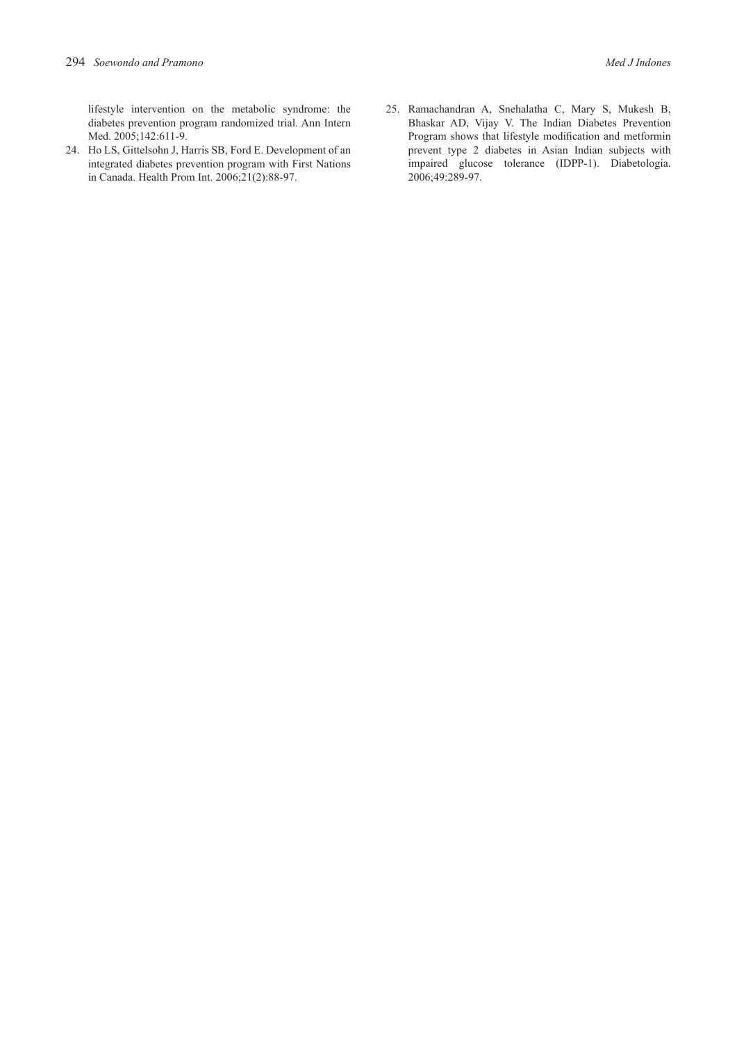lifestyle intervention on the metabolic syndrome: the diabetes prevention program randomized trial. Ann Intern Med. 2005;142:611-9.

24. Ho LS, Gittelsohn J, Harris SB, Ford E. Development of an integrated diabetes prevention program with First Nations in Canada. Health Prom Int. 2006;21(2):88-97.
25. Ramachandran A, Snehalatha C, Mary S, Mukesh B, Bhaskar AD, Vijay V. The Indian Diabetes Prevention Program shows that lifestyle modification and metformin prevent type 2 diabetes in Asian Indian subjects with impaired glucose tolerance (IDPP-1). Diabetologia. 2006;49:289-97.